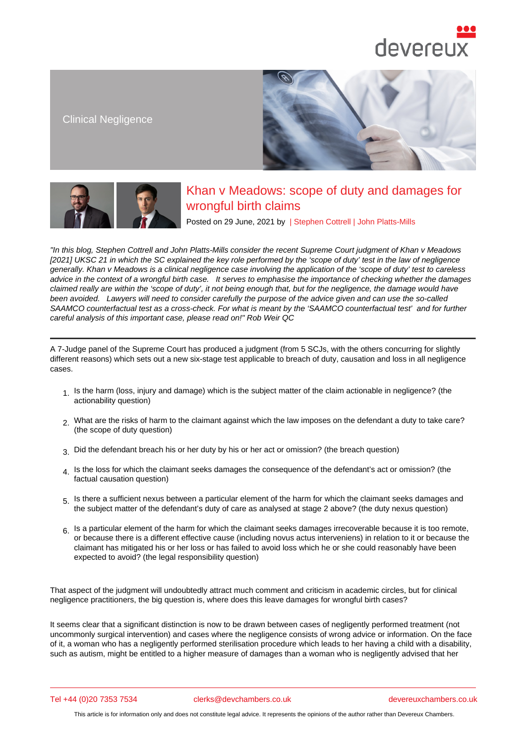Clinical Negligence

# Khan v Meadows: scope of duty and damages for wrongful birth claims

Posted on 29 June, 2021 by | Stephen Cottrell | John Platts-Mills

*"In this blog, Stephen Cottrell and John Platts-Mills consider the recent Supreme Court judgment of Khan v Meadows [2021] UKSC 21 in which the SC explained the key role performed by the 'scope of duty' test in the law of negligence generally. Khan v Meadows is a clinical negligence case involving the application of the 'scope of duty' test to careless advice in the context of a wrongful birth case. It serves to emphasise the importance of checking whether the damages claimed really are within the 'scope of duty', it not being enough that, but for the negligence, the damage would have been avoided. Lawyers will need to consider carefully the purpose of the advice given and can use the so-called SAAMCO counterfactual test as a cross-check. For what is meant by the 'SAAMCO counterfactual test' and for further careful analysis of this important case, please read on!" Rob Weir QC*

---

A 7-Judge panel of the Supreme Court has produced a judgment (from 5 SCJs, with the others concurring for slightly different reasons) which sets out a new six-stage test applicable to breach of duty, causation and loss in all negligence cases.

1. Is the harm (loss, injury and damage) which is the subject matter of the claim actionable in negligence? (the actionability question)
2. What are the risks of harm to the claimant against which the law imposes on the defendant a duty to take care? (the scope of duty question)
3. Did the defendant breach his or her duty by his or her act or omission? (the breach question)
4. Is the loss for which the claimant seeks damages the consequence of the defendant's act or omission? (the factual causation question)
5. Is there a sufficient nexus between a particular element of the harm for which the claimant seeks damages and the subject matter of the defendant's duty of care as analysed at stage 2 above? (the duty nexus question)
6. Is a particular element of the harm for which the claimant seeks damages irrecoverable because it is too remote, or because there is a different effective cause (including novus actus interveniens) in relation to it or because the claimant has mitigated his or her loss or has failed to avoid loss which he or she could reasonably have been expected to avoid? (the legal responsibility question)

That aspect of the judgment will undoubtedly attract much comment and criticism in academic circles, but for clinical negligence practitioners, the big question is, where does this leave damages for wrongful birth cases?

It seems clear that a significant distinction is now to be drawn between cases of negligently performed treatment (not uncommonly surgical intervention) and cases where the negligence consists of wrong advice or information. On the face of it, a woman who has a negligently performed sterilisation procedure which leads to her having a child with a disability, such as autism, might be entitled to a higher measure of damages than a woman who is negligently advised that her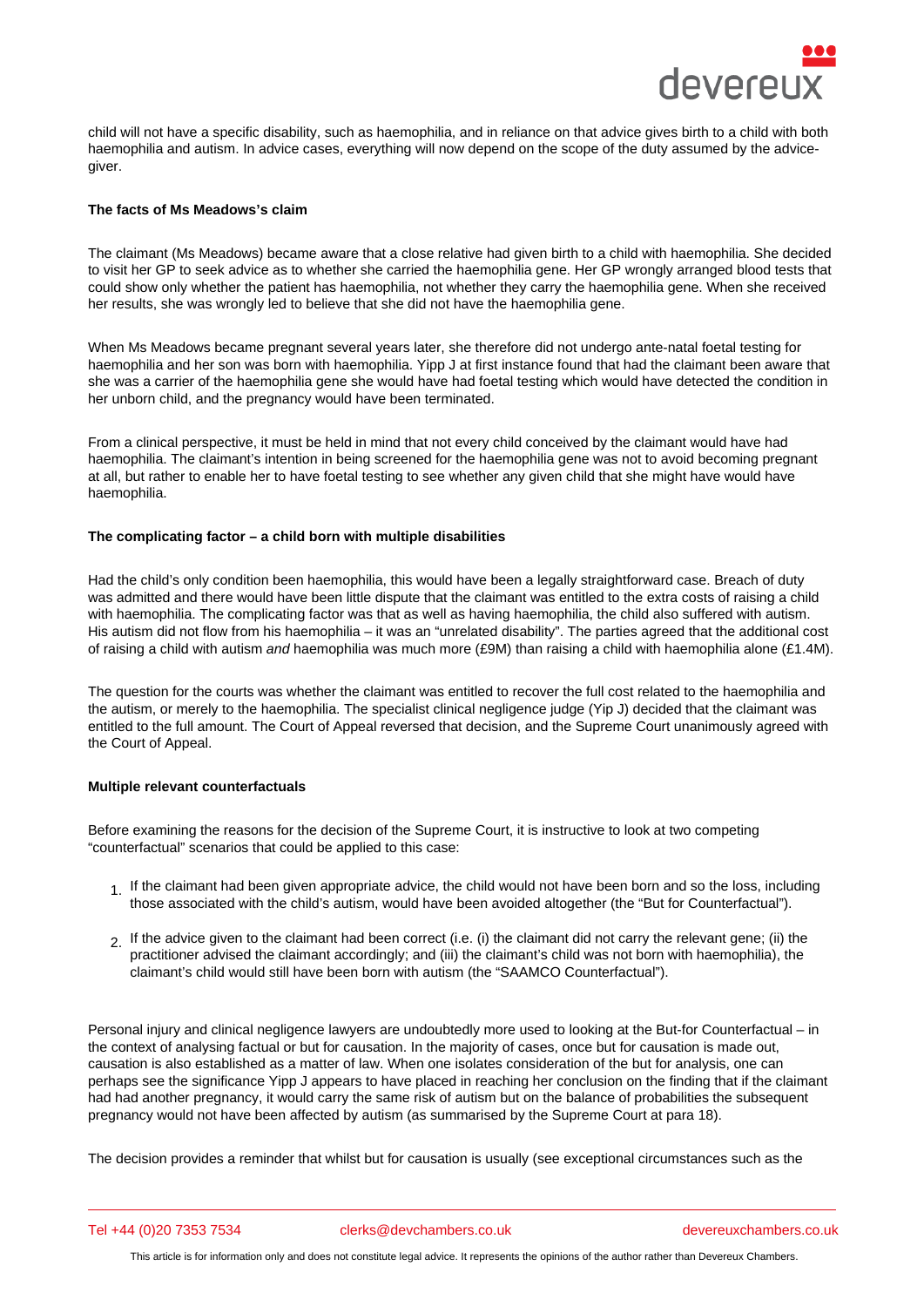child will not have a specific disability, such as haemophilia, and in reliance on that advice gives birth to a child with both haemophilia and autism. In advice cases, everything will now depend on the scope of the duty assumed by the advice-giver.

**The facts of Ms Meadows's claim**

The claimant (Ms Meadows) became aware that a close relative had given birth to a child with haemophilia. She decided to visit her GP to seek advice as to whether she carried the haemophilia gene. Her GP wrongly arranged blood tests that could show only whether the patient has haemophilia, not whether they carry the haemophilia gene. When she received her results, she was wrongly led to believe that she did not have the haemophilia gene.

When Ms Meadows became pregnant several years later, she therefore did not undergo ante-natal foetal testing for haemophilia and her son was born with haemophilia. Yipp J at first instance found that had the claimant been aware that she was a carrier of the haemophilia gene she would have had foetal testing which would have detected the condition in her unborn child, and the pregnancy would have been terminated.

From a clinical perspective, it must be held in mind that not every child conceived by the claimant would have had haemophilia. The claimant's intention in being screened for the haemophilia gene was not to avoid becoming pregnant at all, but rather to enable her to have foetal testing to see whether any given child that she might have would have haemophilia.

**The complicating factor – a child born with multiple disabilities**

Had the child's only condition been haemophilia, this would have been a legally straightforward case. Breach of duty was admitted and there would have been little dispute that the claimant was entitled to the extra costs of raising a child with haemophilia. The complicating factor was that as well as having haemophilia, the child also suffered with autism. His autism did not flow from his haemophilia – it was an "unrelated disability". The parties agreed that the additional cost of raising a child with autism *and* haemophilia was much more (£9M) than raising a child with haemophilia alone (£1.4M).

The question for the courts was whether the claimant was entitled to recover the full cost related to the haemophilia and the autism, or merely to the haemophilia. The specialist clinical negligence judge (Yip J) decided that the claimant was entitled to the full amount. The Court of Appeal reversed that decision, and the Supreme Court unanimously agreed with the Court of Appeal.

**Multiple relevant counterfactuals**

Before examining the reasons for the decision of the Supreme Court, it is instructive to look at two competing "counterfactual" scenarios that could be applied to this case:

1. If the claimant had been given appropriate advice, the child would not have been born and so the loss, including those associated with the child's autism, would have been avoided altogether (the "But for Counterfactual").
2. If the advice given to the claimant had been correct (i.e. (i) the claimant did not carry the relevant gene; (ii) the practitioner advised the claimant accordingly; and (iii) the claimant's child was not born with haemophilia), the claimant's child would still have been born with autism (the "SAAMCO Counterfactual").

Personal injury and clinical negligence lawyers are undoubtedly more used to looking at the But-for Counterfactual – in the context of analysing factual or but for causation. In the majority of cases, once but for causation is made out, causation is also established as a matter of law. When one isolates consideration of the but for analysis, one can perhaps see the significance Yipp J appears to have placed in reaching her conclusion on the finding that if the claimant had had another pregnancy, it would carry the same risk of autism but on the balance of probabilities the subsequent pregnancy would not have been affected by autism (as summarised by the Supreme Court at para 18).

The decision provides a reminder that whilst but for causation is usually (see exceptional circumstances such as the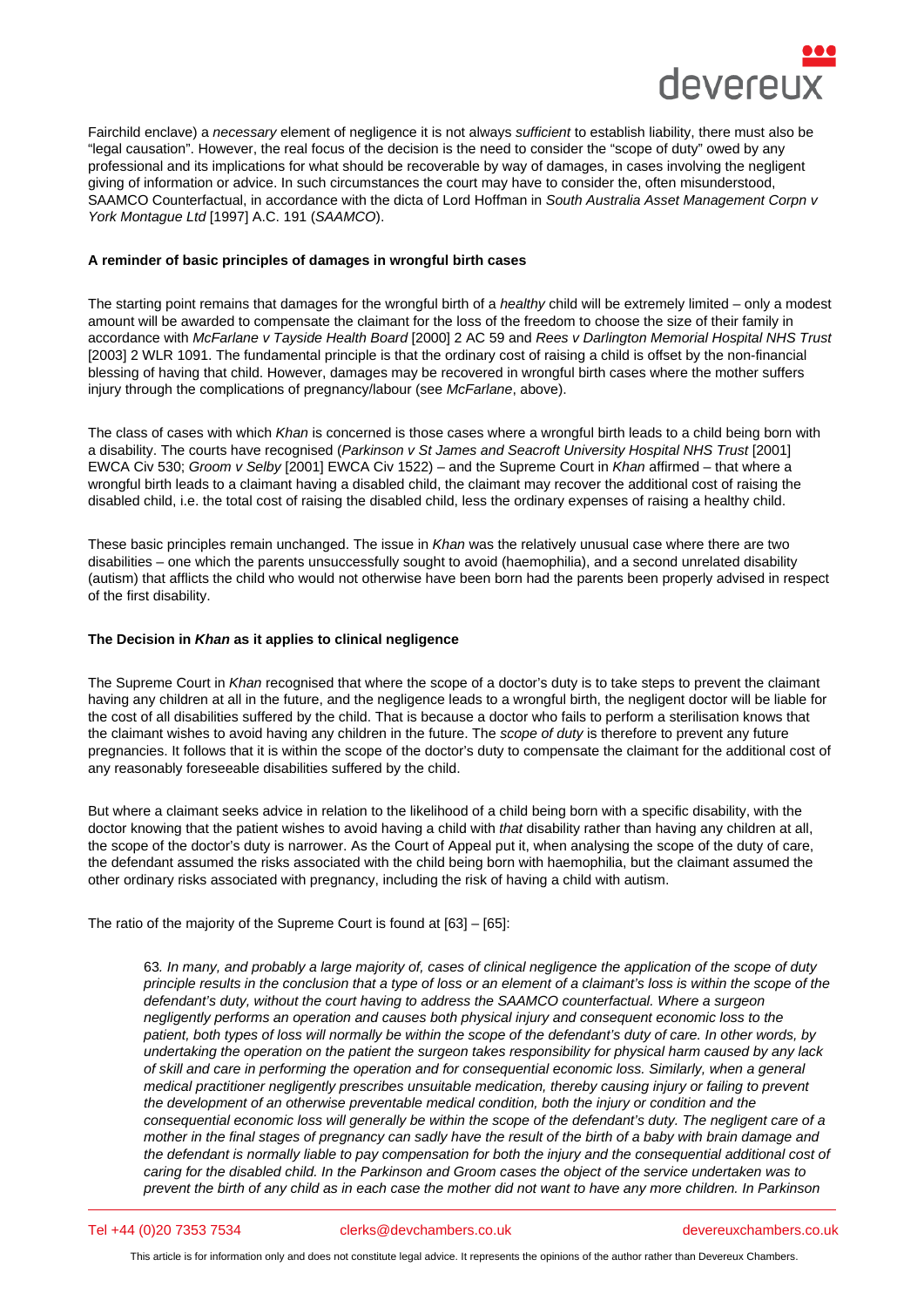Fairchild enclave) a *necessary* element of negligence it is not always *sufficient* to establish liability, there must also be "legal causation". However, the real focus of the decision is the need to consider the "scope of duty" owed by any professional and its implications for what should be recoverable by way of damages, in cases involving the negligent giving of information or advice. In such circumstances the court may have to consider the, often misunderstood, SAAMCO Counterfactual, in accordance with the dicta of Lord Hoffman in *South Australia Asset Management Corpn v York Montague Ltd* [1997] A.C. 191 (*SAAMCO*).

**A reminder of basic principles of damages in wrongful birth cases**

The starting point remains that damages for the wrongful birth of a *healthy* child will be extremely limited – only a modest amount will be awarded to compensate the claimant for the loss of the freedom to choose the size of their family in accordance with *McFarlane v Tayside Health Board* [2000] 2 AC 59 and *Rees v Darlington Memorial Hospital NHS Trust* [2003] 2 WLR 1091. The fundamental principle is that the ordinary cost of raising a child is offset by the non-financial blessing of having that child. However, damages may be recovered in wrongful birth cases where the mother suffers injury through the complications of pregnancy/labour (see *McFarlane*, above).

The class of cases with which *Khan* is concerned is those cases where a wrongful birth leads to a child being born with a disability. The courts have recognised (*Parkinson v St James and Seacroft University Hospital NHS Trust* [2001] EWCA Civ 530; *Groom v Selby* [2001] EWCA Civ 1522) – and the Supreme Court in *Khan* affirmed – that where a wrongful birth leads to a claimant having a disabled child, the claimant may recover the additional cost of raising the disabled child, i.e. the total cost of raising the disabled child, less the ordinary expenses of raising a healthy child.

These basic principles remain unchanged. The issue in *Khan* was the relatively unusual case where there are two disabilities – one which the parents unsuccessfully sought to avoid (haemophilia), and a second unrelated disability (autism) that afflicts the child who would not otherwise have been born had the parents been properly advised in respect of the first disability.

**The Decision in *Khan* as it applies to clinical negligence**

The Supreme Court in *Khan* recognised that where the scope of a doctor's duty is to take steps to prevent the claimant having any children at all in the future, and the negligence leads to a wrongful birth, the negligent doctor will be liable for the cost of all disabilities suffered by the child. That is because a doctor who fails to perform a sterilisation knows that the claimant wishes to avoid having any children in the future. The *scope of duty* is therefore to prevent any future pregnancies. It follows that it is within the scope of the doctor's duty to compensate the claimant for the additional cost of any reasonably foreseeable disabilities suffered by the child.

But where a claimant seeks advice in relation to the likelihood of a child being born with a specific disability, with the doctor knowing that the patient wishes to avoid having a child with *that* disability rather than having any children at all, the scope of the doctor's duty is narrower. As the Court of Appeal put it, when analysing the scope of the duty of care, the defendant assumed the risks associated with the child being born with haemophilia, but the claimant assumed the other ordinary risks associated with pregnancy, including the risk of having a child with autism.

The ratio of the majority of the Supreme Court is found at [63] – [65]:

> 63*. In many, and probably a large majority of, cases of clinical negligence the application of the scope of duty principle results in the conclusion that a type of loss or an element of a claimant's loss is within the scope of the defendant's duty, without the court having to address the SAAMCO counterfactual. Where a surgeon negligently performs an operation and causes both physical injury and consequent economic loss to the patient, both types of loss will normally be within the scope of the defendant's duty of care. In other words, by undertaking the operation on the patient the surgeon takes responsibility for physical harm caused by any lack of skill and care in performing the operation and for consequential economic loss. Similarly, when a general medical practitioner negligently prescribes unsuitable medication, thereby causing injury or failing to prevent the development of an otherwise preventable medical condition, both the injury or condition and the consequential economic loss will generally be within the scope of the defendant's duty. The negligent care of a mother in the final stages of pregnancy can sadly have the result of the birth of a baby with brain damage and the defendant is normally liable to pay compensation for both the injury and the consequential additional cost of caring for the disabled child. In the Parkinson and Groom cases the object of the service undertaken was to prevent the birth of any child as in each case the mother did not want to have any more children. In Parkinson*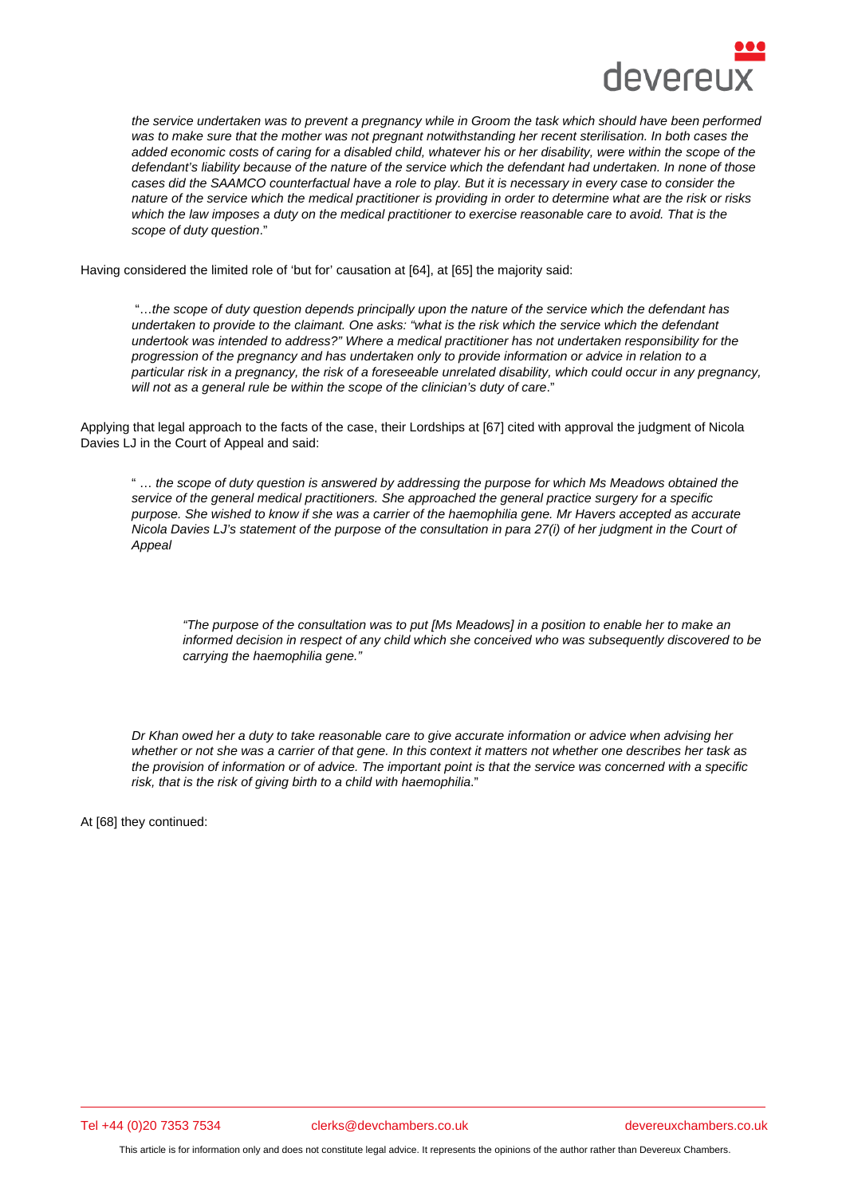> *the service undertaken was to prevent a pregnancy while in Groom the task which should have been performed was to make sure that the mother was not pregnant notwithstanding her recent sterilisation. In both cases the added economic costs of caring for a disabled child, whatever his or her disability, were within the scope of the defendant's liability because of the nature of the service which the defendant had undertaken. In none of those cases did the SAAMCO counterfactual have a role to play. But it is necessary in every case to consider the nature of the service which the medical practitioner is providing in order to determine what are the risk or risks which the law imposes a duty on the medical practitioner to exercise reasonable care to avoid. That is the scope of duty question*."

Having considered the limited role of 'but for' causation at [64], at [65] the majority said:

> "…*the scope of duty question depends principally upon the nature of the service which the defendant has undertaken to provide to the claimant. One asks: "what is the risk which the service which the defendant undertook was intended to address?" Where a medical practitioner has not undertaken responsibility for the progression of the pregnancy and has undertaken only to provide information or advice in relation to a particular risk in a pregnancy, the risk of a foreseeable unrelated disability, which could occur in any pregnancy, will not as a general rule be within the scope of the clinician's duty of care*."

Applying that legal approach to the facts of the case, their Lordships at [67] cited with approval the judgment of Nicola Davies LJ in the Court of Appeal and said:

> " … *the scope of duty question is answered by addressing the purpose for which Ms Meadows obtained the service of the general medical practitioners. She approached the general practice surgery for a specific purpose. She wished to know if she was a carrier of the haemophilia gene. Mr Havers accepted as accurate Nicola Davies LJ's statement of the purpose of the consultation in para 27(i) of her judgment in the Court of Appeal*
>
> > *"The purpose of the consultation was to put [Ms Meadows] in a position to enable her to make an informed decision in respect of any child which she conceived who was subsequently discovered to be carrying the haemophilia gene."*
>
> *Dr Khan owed her a duty to take reasonable care to give accurate information or advice when advising her whether or not she was a carrier of that gene. In this context it matters not whether one describes her task as the provision of information or of advice. The important point is that the service was concerned with a specific risk, that is the risk of giving birth to a child with haemophilia*."

At [68] they continued: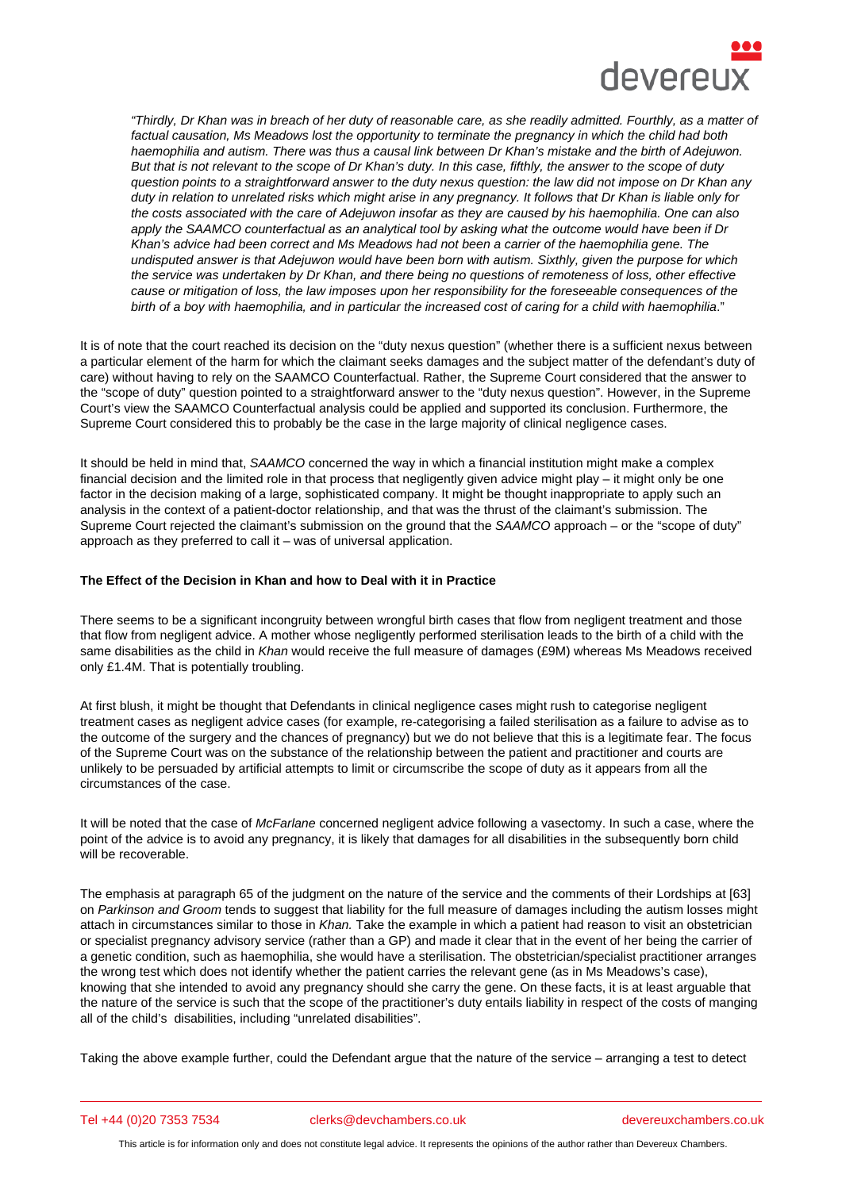> "Thirdly, Dr Khan was in breach of her duty of reasonable care, as she readily admitted. Fourthly, as a matter of factual causation, Ms Meadows lost the opportunity to terminate the pregnancy in which the child had both haemophilia and autism. There was thus a causal link between Dr Khan's mistake and the birth of Adejuwon. But that is not relevant to the scope of Dr Khan's duty. In this case, fifthly, the answer to the scope of duty question points to a straightforward answer to the duty nexus question: the law did not impose on Dr Khan any duty in relation to unrelated risks which might arise in any pregnancy. It follows that Dr Khan is liable only for the costs associated with the care of Adejuwon insofar as they are caused by his haemophilia. One can also apply the SAAMCO counterfactual as an analytical tool by asking what the outcome would have been if Dr Khan's advice had been correct and Ms Meadows had not been a carrier of the haemophilia gene. The undisputed answer is that Adejuwon would have been born with autism. Sixthly, given the purpose for which the service was undertaken by Dr Khan, and there being no questions of remoteness of loss, other effective cause or mitigation of loss, the law imposes upon her responsibility for the foreseeable consequences of the birth of a boy with haemophilia, and in particular the increased cost of caring for a child with haemophilia."

It is of note that the court reached its decision on the "duty nexus question" (whether there is a sufficient nexus between a particular element of the harm for which the claimant seeks damages and the subject matter of the defendant's duty of care) without having to rely on the SAAMCO Counterfactual. Rather, the Supreme Court considered that the answer to the "scope of duty" question pointed to a straightforward answer to the "duty nexus question". However, in the Supreme Court's view the SAAMCO Counterfactual analysis could be applied and supported its conclusion. Furthermore, the Supreme Court considered this to probably be the case in the large majority of clinical negligence cases.

It should be held in mind that, *SAAMCO* concerned the way in which a financial institution might make a complex financial decision and the limited role in that process that negligently given advice might play – it might only be one factor in the decision making of a large, sophisticated company. It might be thought inappropriate to apply such an analysis in the context of a patient-doctor relationship, and that was the thrust of the claimant's submission. The Supreme Court rejected the claimant's submission on the ground that the *SAAMCO* approach – or the "scope of duty" approach as they preferred to call it – was of universal application.

**The Effect of the Decision in Khan and how to Deal with it in Practice**

There seems to be a significant incongruity between wrongful birth cases that flow from negligent treatment and those that flow from negligent advice. A mother whose negligently performed sterilisation leads to the birth of a child with the same disabilities as the child in *Khan* would receive the full measure of damages (£9M) whereas Ms Meadows received only £1.4M. That is potentially troubling.

At first blush, it might be thought that Defendants in clinical negligence cases might rush to categorise negligent treatment cases as negligent advice cases (for example, re-categorising a failed sterilisation as a failure to advise as to the outcome of the surgery and the chances of pregnancy) but we do not believe that this is a legitimate fear. The focus of the Supreme Court was on the substance of the relationship between the patient and practitioner and courts are unlikely to be persuaded by artificial attempts to limit or circumscribe the scope of duty as it appears from all the circumstances of the case.

It will be noted that the case of *McFarlane* concerned negligent advice following a vasectomy. In such a case, where the point of the advice is to avoid any pregnancy, it is likely that damages for all disabilities in the subsequently born child will be recoverable.

The emphasis at paragraph 65 of the judgment on the nature of the service and the comments of their Lordships at [63] on *Parkinson and Groom* tends to suggest that liability for the full measure of damages including the autism losses might attach in circumstances similar to those in *Khan.* Take the example in which a patient had reason to visit an obstetrician or specialist pregnancy advisory service (rather than a GP) and made it clear that in the event of her being the carrier of a genetic condition, such as haemophilia, she would have a sterilisation. The obstetrician/specialist practitioner arranges the wrong test which does not identify whether the patient carries the relevant gene (as in Ms Meadows's case), knowing that she intended to avoid any pregnancy should she carry the gene. On these facts, it is at least arguable that the nature of the service is such that the scope of the practitioner's duty entails liability in respect of the costs of manging all of the child's disabilities, including "unrelated disabilities".

Taking the above example further, could the Defendant argue that the nature of the service – arranging a test to detect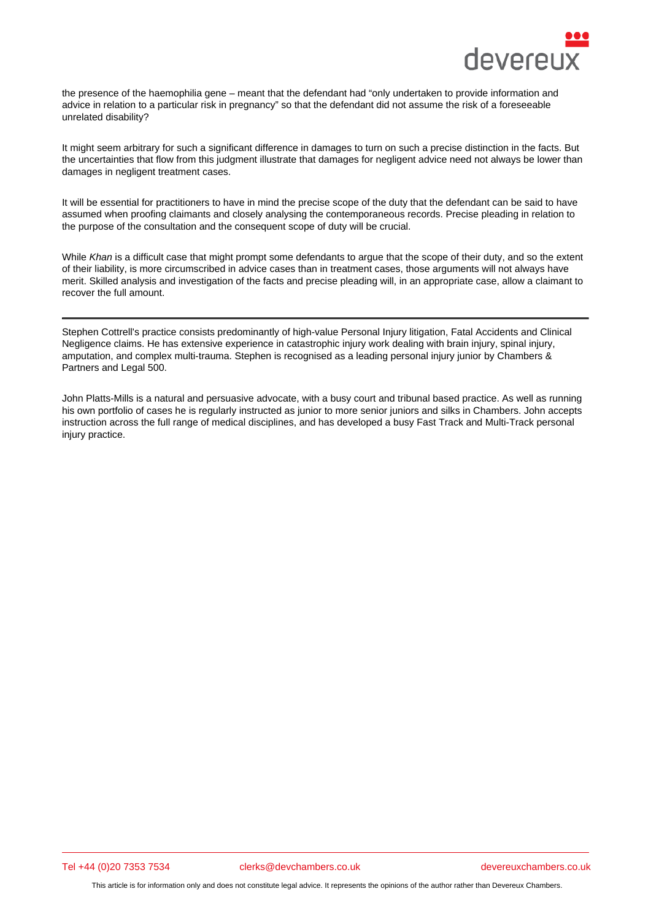the presence of the haemophilia gene – meant that the defendant had “only undertaken to provide information and advice in relation to a particular risk in pregnancy” so that the defendant did not assume the risk of a foreseeable unrelated disability?

It might seem arbitrary for such a significant difference in damages to turn on such a precise distinction in the facts. But the uncertainties that flow from this judgment illustrate that damages for negligent advice need not always be lower than damages in negligent treatment cases.

It will be essential for practitioners to have in mind the precise scope of the duty that the defendant can be said to have assumed when proofing claimants and closely analysing the contemporaneous records. Precise pleading in relation to the purpose of the consultation and the consequent scope of duty will be crucial.

While *Khan* is a difficult case that might prompt some defendants to argue that the scope of their duty, and so the extent of their liability, is more circumscribed in advice cases than in treatment cases, those arguments will not always have merit. Skilled analysis and investigation of the facts and precise pleading will, in an appropriate case, allow a claimant to recover the full amount.

---

Stephen Cottrell's practice consists predominantly of high-value Personal Injury litigation, Fatal Accidents and Clinical Negligence claims. He has extensive experience in catastrophic injury work dealing with brain injury, spinal injury, amputation, and complex multi-trauma. Stephen is recognised as a leading personal injury junior by Chambers & Partners and Legal 500.

John Platts-Mills is a natural and persuasive advocate, with a busy court and tribunal based practice. As well as running his own portfolio of cases he is regularly instructed as junior to more senior juniors and silks in Chambers. John accepts instruction across the full range of medical disciplines, and has developed a busy Fast Track and Multi-Track personal injury practice.